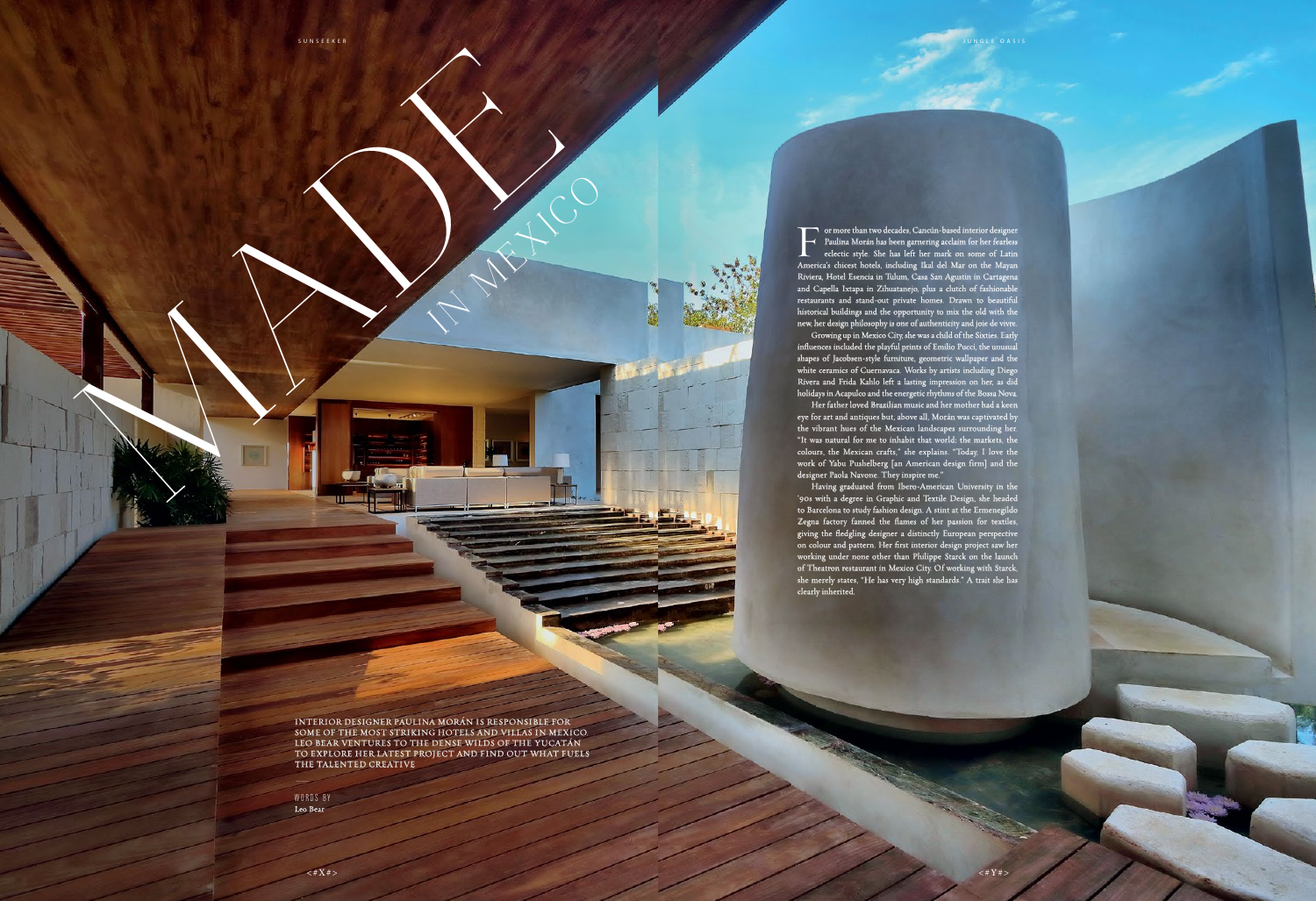# MADE IN MEXICO

INTERIOR DESIGNER PAULINA MORÁN IS RESPONSIBLE FOR SOME OF THE MOST STRIKING HOTELS AND VILLAS IN MEXICO. LEO BEAR VENTURES TO THE DENSE WILDS OF THE YUCATÁN TO EXPLORE HER LATEST PROJECT AND FIND OUT WHAT FUELS THE TALENTED CREATIVE

WORDS BY
Leo Bear

For more than two decades, Cancún-based interior designer Paulina Morán has been garnering acclaim for her fearless eclectic style. She has left her mark on some of Latin America's chicest hotels, including Ikal del Mar on the Mayan Riviera, Hotel Esencia in Tulum, Casa San Agustin in Cartagena and Capella Ixtapa in Zihuatanejo, plus a clutch of fashionable restaurants and stand-out private homes. Drawn to beautiful historical buildings and the opportunity to mix the old with the new, her design philosophy is one of authenticity and joie de vivre.

Growing up in Mexico City, she was a child of the Sixties. Early influences included the playful prints of Emilio Pucci, the unusual shapes of Jacobsen-style furniture, geometric wallpaper and the white ceramics of Cuernavaca. Works by artists including Diego Rivera and Frida Kahlo left a lasting impression on her, as did holidays in Acapulco and the energetic rhythms of the Bossa Nova.

Her father loved Brazilian music and her mother had a keen eye for art and antiques but, above all, Morán was captivated by the vibrant hues of the Mexican landscapes surrounding her. "It was natural for me to inhabit that world: the markets, the colours, the Mexican crafts," she explains. "Today, I love the work of Yabu Pushelberg [an American design firm] and the designer Paola Navone. They inspire me."

Having graduated from Ibero-American University in the '90s with a degree in Graphic and Textile Design, she headed to Barcelona to study fashion design. A stint at the Ermenegildo Zegna factory fanned the flames of her passion for textiles, giving the fledgling designer a distinctly European perspective on colour and pattern. Her first interior design project saw her working under none other than Philippe Starck on the launch of Theatron restaurant in Mexico City. Of working with Starck, she merely states, "He has very high standards." A trait she has clearly inherited.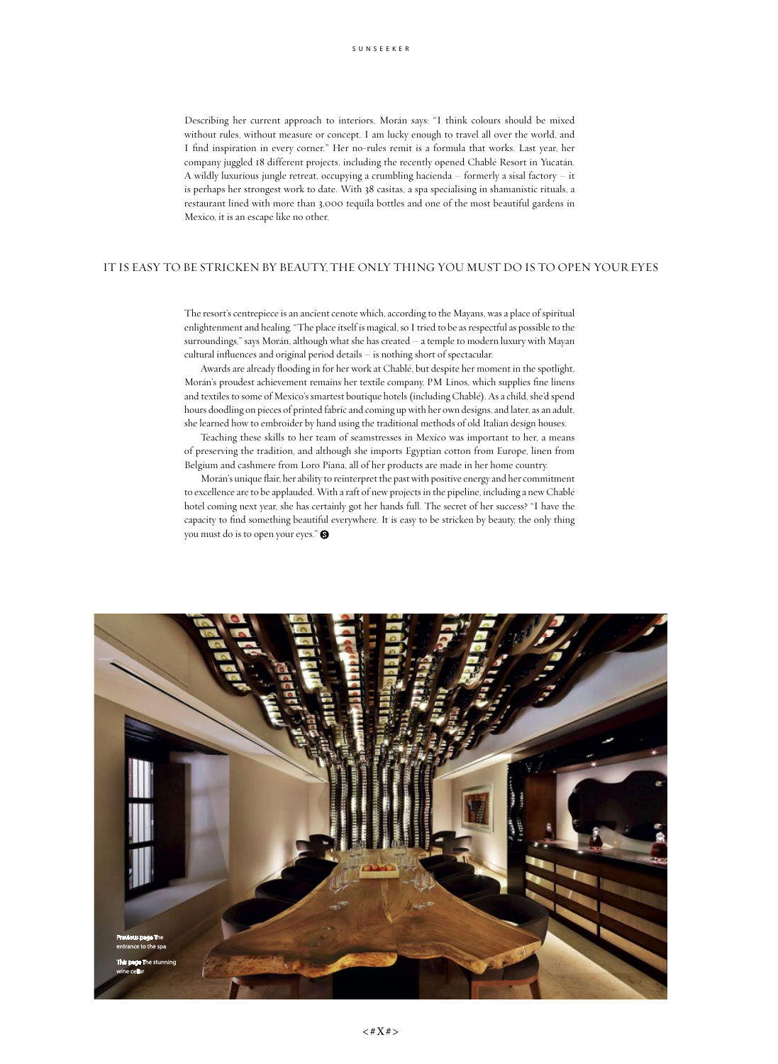Describing her current approach to interiors, Morán says: "I think colours should be mixed without rules, without measure or concept. I am lucky enough to travel all over the world, and I find inspiration in every corner." Her no-rules remit is a formula that works. Last year, her company juggled 18 different projects, including the recently opened Chablé Resort in Yucatán. A wildly luxurious jungle retreat, occupying a crumbling hacienda – formerly a sisal factory – it is perhaps her strongest work to date. With 38 casitas, a spa specialising in shamanistic rituals, a restaurant lined with more than 3,000 tequila bottles and one of the most beautiful gardens in Mexico, it is an escape like no other.

## IT IS EASY TO BE STRICKEN BY BEAUTY, THE ONLY THING YOU MUST DO IS TO OPEN YOUR EYES

The resort's centrepiece is an ancient cenote which, according to the Mayans, was a place of spiritual enlightenment and healing. "The place itself is magical, so I tried to be as respectful as possible to the surroundings," says Morán, although what she has created – a temple to modern luxury with Mayan cultural influences and original period details – is nothing short of spectacular.

Awards are already flooding in for her work at Chablé, but despite her moment in the spotlight, Morán's proudest achievement remains her textile company, PM Linos, which supplies fine linens and textiles to some of Mexico's smartest boutique hotels (including Chablé). As a child, she'd spend hours doodling on pieces of printed fabric and coming up with her own designs, and later, as an adult, she learned how to embroider by hand using the traditional methods of old Italian design houses.

Teaching these skills to her team of seamstresses in Mexico was important to her, a means of preserving the tradition, and although she imports Egyptian cotton from Europe, linen from Belgium and cashmere from Loro Piana, all of her products are made in her home country.

Morán's unique flair, her ability to reinterpret the past with positive energy and her commitment to excellence are to be applauded. With a raft of new projects in the pipeline, including a new Chablé hotel coming next year, she has certainly got her hands full. The secret of her success? "I have the capacity to find something beautiful everywhere. It is easy to be stricken by beauty, the only thing you must do is to open your eyes."

**Previous page** The entrance to the spa

**This page** The stunning wine cellar